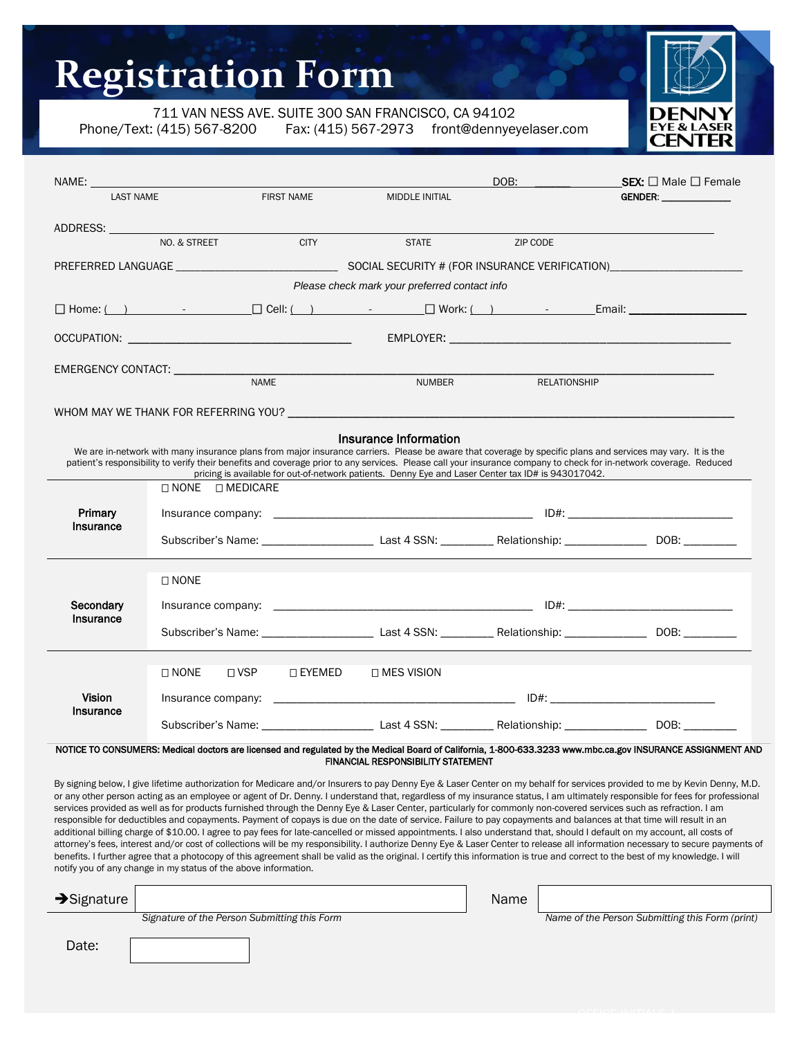# Registration Form

711 VAN NESS AVE. SUITE 300 SAN FRANCISCO, CA 94102
Phone/Text: (415) 567-8200 Fax: (415) 567-2973 front@dennyeyelaser.com

DENNY EYE & LASER CENTER

NAME: ______________________________________________ DOB: ______________ **SEX:** ☐ Male ☐ Female
LAST NAME FIRST NAME MIDDLE INITIAL **GENDER:** ____________

ADDRESS: ______________________________________________________________
NO. & STREET CITY STATE ZIP CODE

PREFERRED LANGUAGE ________________________ SOCIAL SECURITY # (FOR INSURANCE VERIFICATION)____________________

*Please check mark your preferred contact info*

☐ Home: ( ) - ☐ Cell: ( ) - ☐ Work: ( ) - Email: __________________

OCCUPATION: ________________________________ EMPLOYER: ________________________________________

EMERGENCY CONTACT: ______________________________________________________________
NAME NUMBER RELATIONSHIP

WHOM MAY WE THANK FOR REFERRING YOU? ____________________________________________________________

## Insurance Information

We are in-network with many insurance plans from major insurance carriers. Please be aware that coverage by specific plans and services may vary. It is the patient's responsibility to verify their benefits and coverage prior to any services. Please call your insurance company to check for in-network coverage. Reduced pricing is available for out-of-network patients. Denny Eye and Laser Center tax ID# is 943017042.

| | |
|---|---|
| **Primary Insurance** | ☐ NONE ☐ MEDICARE<br>Insurance company: ________________________________ ID#: ______________________<br>Subscriber's Name: ________________ Last 4 SSN: ________ Relationship: ____________ DOB: ________ |
| **Secondary Insurance** | ☐ NONE<br>Insurance company: ________________________________ ID#: ______________________<br>Subscriber's Name: ________________ Last 4 SSN: ________ Relationship: ____________ DOB: ________ |
| **Vision Insurance** | ☐ NONE ☐ VSP ☐ EYEMED ☐ MES VISION<br>Insurance company: ________________________________ ID#: ______________________<br>Subscriber's Name: ________________ Last 4 SSN: ________ Relationship: ____________ DOB: ________ |

**NOTICE TO CONSUMERS: Medical doctors are licensed and regulated by the Medical Board of California, 1-800-633.3233 www.mbc.ca.gov INSURANCE ASSIGNMENT AND FINANCIAL RESPONSIBILITY STATEMENT**

By signing below, I give lifetime authorization for Medicare and/or Insurers to pay Denny Eye & Laser Center on my behalf for services provided to me by Kevin Denny, M.D. or any other person acting as an employee or agent of Dr. Denny. I understand that, regardless of my insurance status, I am ultimately responsible for fees for professional services provided as well as for products furnished through the Denny Eye & Laser Center, particularly for commonly non-covered services such as refraction. I am responsible for deductibles and copayments. Payment of copays is due on the date of service. Failure to pay copayments and balances at that time will result in an additional billing charge of $10.00. I agree to pay fees for late-cancelled or missed appointments. I also understand that, should I default on my account, all costs of attorney's fees, interest and/or cost of collections will be my responsibility. I authorize Denny Eye & Laser Center to release all information necessary to secure payments of benefits. I further agree that a photocopy of this agreement shall be valid as the original. I certify this information is true and correct to the best of my knowledge. I will notify you of any change in my status of the above information.

➔Signature ______________________________ Name ______________________________
*Signature of the Person Submitting this Form* *Name of the Person Submitting this Form (print)*

Date: ______________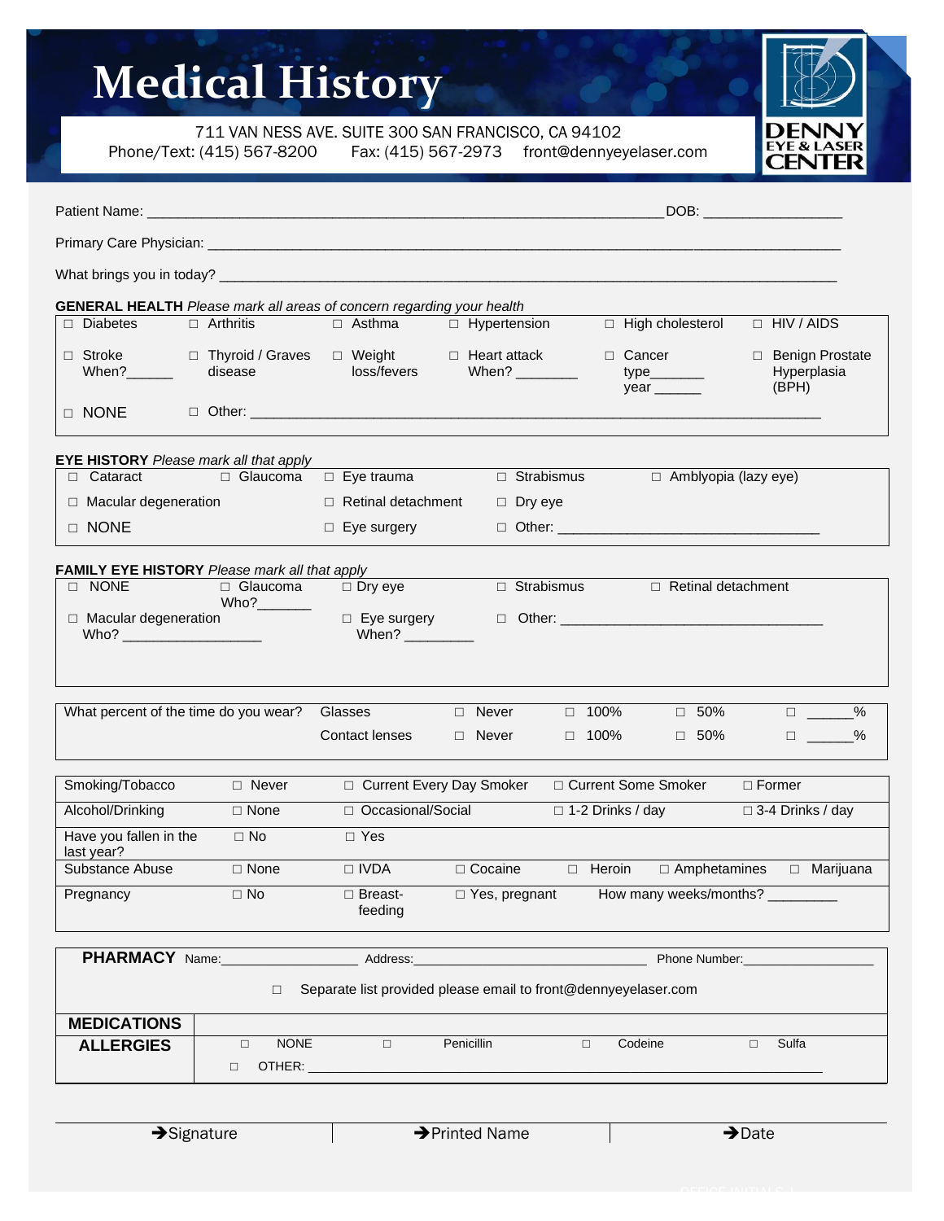# Medical History

711 VAN NESS AVE. SUITE 300 SAN FRANCISCO, CA 94102
Phone/Text: (415) 567-8200 Fax: (415) 567-2973 front@dennyeyelaser.com

DENNY EYE & LASER CENTER

Patient Name: _______________________________________________ DOB: ______________

Primary Care Physician: ______________________________________________________________

What brings you in today? ____________________________________________________________

**GENERAL HEALTH** *Please mark all areas of concern regarding your health*

| | | | | | |
|---|---|---|---|---|---|
| □ Diabetes | □ Arthritis | □ Asthma | □ Hypertension | □ High cholesterol | □ HIV / AIDS |
| □ Stroke When?______ | □ Thyroid / Graves disease | □ Weight loss/fevers | □ Heart attack When? ________ | □ Cancer type_______ year ______ | □ Benign Prostate Hyperplasia (BPH) |
| □ NONE | □ Other: ______________________________ | | | | |

**EYE HISTORY** *Please mark all that apply*

| | | | | |
|---|---|---|---|---|
| □ Cataract | □ Glaucoma | □ Eye trauma | □ Strabismus | □ Amblyopia (lazy eye) |
| □ Macular degeneration | | □ Retinal detachment | □ Dry eye | |
| □ NONE | | □ Eye surgery | □ Other: ____________________ | |

**FAMILY EYE HISTORY** *Please mark all that apply*

| | | | | |
|---|---|---|---|---|
| □ NONE | □ Glaucoma Who?_______ | □ Dry eye | □ Strabismus | □ Retinal detachment |
| □ Macular degeneration Who? _______________ | | □ Eye surgery When? ________ | □ Other: ____________________ | |

| What percent of the time do you wear? | | | | | |
|---|---|---|---|---|---|
| | Glasses | □ Never | □ 100% | □ 50% | □ ______% |
| | Contact lenses | □ Never | □ 100% | □ 50% | □ ______% |

| | | | | | | |
|---|---|---|---|---|---|---|
| Smoking/Tobacco | □ Never | □ Current Every Day Smoker | | □ Current Some Smoker | □ Former | |
| Alcohol/Drinking | □ None | □ Occasional/Social | | □ 1-2 Drinks / day | □ 3-4 Drinks / day | |
| Have you fallen in the last year? | □ No | □ Yes | | | | |
| Substance Abuse | □ None | □ IVDA | □ Cocaine | □ Heroin | □ Amphetamines | □ Marijuana |
| Pregnancy | □ No | □ Breast-feeding | □ Yes, pregnant | How many weeks/months? ________ | | |

**PHARMACY** Name:__________________ Address:______________________________ Phone Number:________________

□ Separate list provided please email to front@dennyeyelaser.com

| | | | | |
|---|---|---|---|---|
| **MEDICATIONS** | | | | |
| **ALLERGIES** | □ NONE | □ Penicillin | □ Codeine | □ Sulfa |
| | □ OTHER: ____________________________ | | | |

| ➔Signature | ➔Printed Name | ➔Date |
|---|---|---|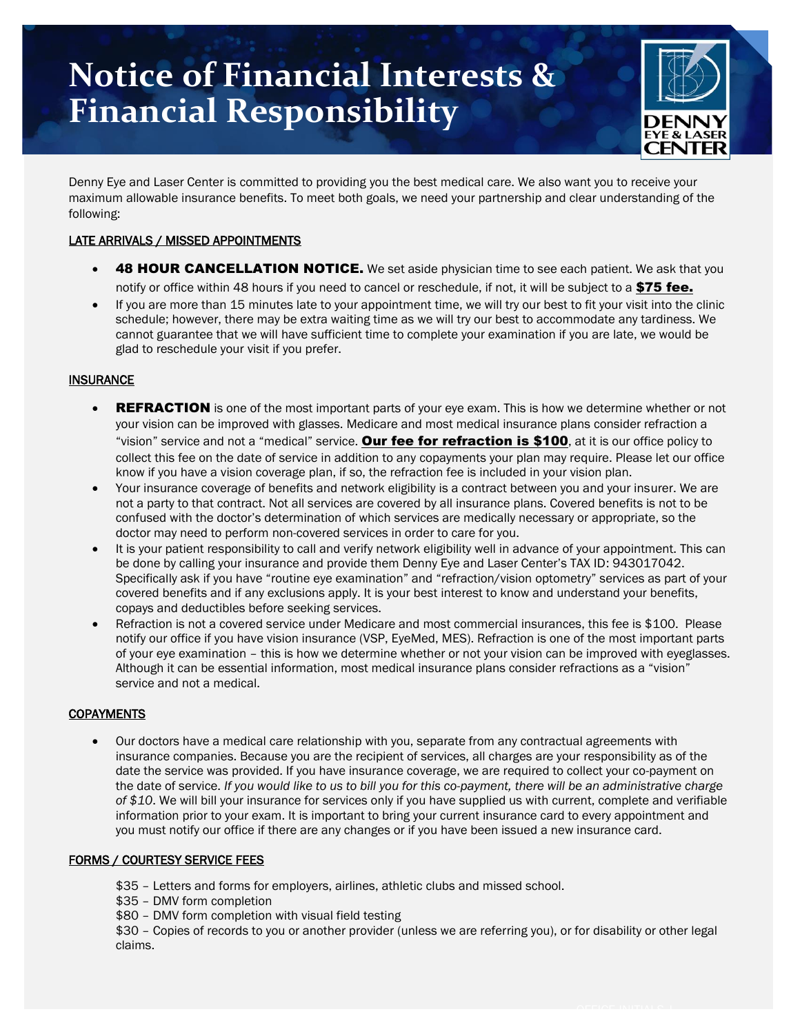# Notice of Financial Interests & Financial Responsibility

Denny Eye and Laser Center is committed to providing you the best medical care. We also want you to receive your maximum allowable insurance benefits. To meet both goals, we need your partnership and clear understanding of the following:

## LATE ARRIVALS / MISSED APPOINTMENTS

- **48 HOUR CANCELLATION NOTICE.** We set aside physician time to see each patient. We ask that you notify or office within 48 hours if you need to cancel or reschedule, if not, it will be subject to a **$75 fee.**
- If you are more than 15 minutes late to your appointment time, we will try our best to fit your visit into the clinic schedule; however, there may be extra waiting time as we will try our best to accommodate any tardiness. We cannot guarantee that we will have sufficient time to complete your examination if you are late, we would be glad to reschedule your visit if you prefer.

## INSURANCE

- **REFRACTION** is one of the most important parts of your eye exam. This is how we determine whether or not your vision can be improved with glasses. Medicare and most medical insurance plans consider refraction a "vision" service and not a "medical" service. **Our fee for refraction is $100**, at it is our office policy to collect this fee on the date of service in addition to any copayments your plan may require. Please let our office know if you have a vision coverage plan, if so, the refraction fee is included in your vision plan.
- Your insurance coverage of benefits and network eligibility is a contract between you and your insurer. We are not a party to that contract. Not all services are covered by all insurance plans. Covered benefits is not to be confused with the doctor's determination of which services are medically necessary or appropriate, so the doctor may need to perform non-covered services in order to care for you.
- It is your patient responsibility to call and verify network eligibility well in advance of your appointment. This can be done by calling your insurance and provide them Denny Eye and Laser Center's TAX ID: 943017042. Specifically ask if you have "routine eye examination" and "refraction/vision optometry" services as part of your covered benefits and if any exclusions apply. It is your best interest to know and understand your benefits, copays and deductibles before seeking services.
- Refraction is not a covered service under Medicare and most commercial insurances, this fee is $100. Please notify our office if you have vision insurance (VSP, EyeMed, MES). Refraction is one of the most important parts of your eye examination – this is how we determine whether or not your vision can be improved with eyeglasses. Although it can be essential information, most medical insurance plans consider refractions as a "vision" service and not a medical.

## COPAYMENTS

- Our doctors have a medical care relationship with you, separate from any contractual agreements with insurance companies. Because you are the recipient of services, all charges are your responsibility as of the date the service was provided. If you have insurance coverage, we are required to collect your co-payment on the date of service. *If you would like to us to bill you for this co-payment, there will be an administrative charge of $10*. We will bill your insurance for services only if you have supplied us with current, complete and verifiable information prior to your exam. It is important to bring your current insurance card to every appointment and you must notify our office if there are any changes or if you have been issued a new insurance card.

## FORMS / COURTESY SERVICE FEES

$35 – Letters and forms for employers, airlines, athletic clubs and missed school.
$35 – DMV form completion
$80 – DMV form completion with visual field testing
$30 – Copies of records to you or another provider (unless we are referring you), or for disability or other legal claims.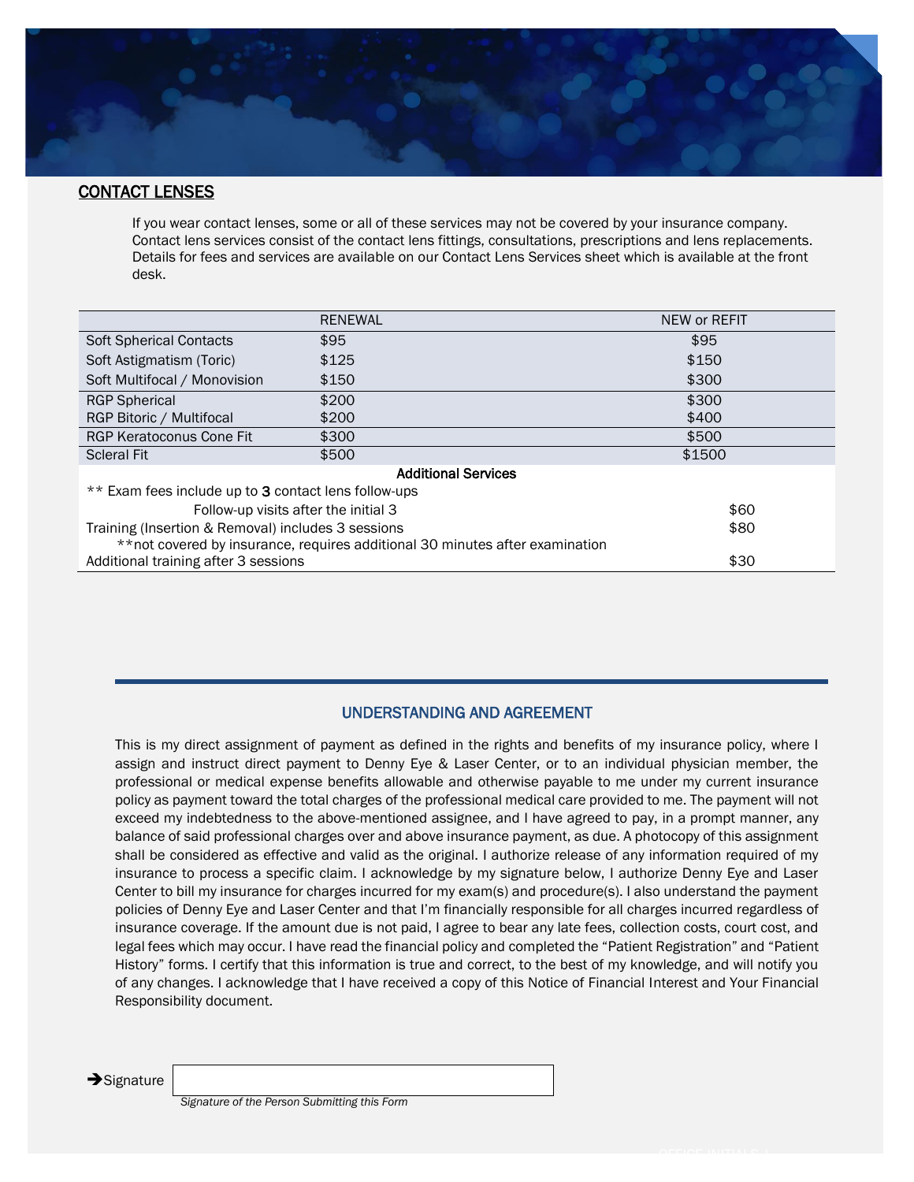## CONTACT LENSES

If you wear contact lenses, some or all of these services may not be covered by your insurance company. Contact lens services consist of the contact lens fittings, consultations, prescriptions and lens replacements. Details for fees and services are available on our Contact Lens Services sheet which is available at the front desk.

| | RENEWAL | NEW or REFIT |
|---|---|---|
| Soft Spherical Contacts | $95 | $95 |
| Soft Astigmatism (Toric) | $125 | $150 |
| Soft Multifocal / Monovision | $150 | $300 |
| RGP Spherical | $200 | $300 |
| RGP Bitoric / Multifocal | $200 | $400 |
| RGP Keratoconus Cone Fit | $300 | $500 |
| Scleral Fit | $500 | $1500 |
| **Additional Services** | | |
| ** Exam fees include up to **3** contact lens follow-ups | | |
| Follow-up visits after the initial 3 | | $60 |
| Training (Insertion & Removal) includes 3 sessions | | $80 |
| **not covered by insurance, requires additional 30 minutes after examination | | |
| Additional training after 3 sessions | | $30 |

## UNDERSTANDING AND AGREEMENT

This is my direct assignment of payment as defined in the rights and benefits of my insurance policy, where I assign and instruct direct payment to Denny Eye & Laser Center, or to an individual physician member, the professional or medical expense benefits allowable and otherwise payable to me under my current insurance policy as payment toward the total charges of the professional medical care provided to me. The payment will not exceed my indebtedness to the above-mentioned assignee, and I have agreed to pay, in a prompt manner, any balance of said professional charges over and above insurance payment, as due. A photocopy of this assignment shall be considered as effective and valid as the original. I authorize release of any information required of my insurance to process a specific claim. I acknowledge by my signature below, I authorize Denny Eye and Laser Center to bill my insurance for charges incurred for my exam(s) and procedure(s). I also understand the payment policies of Denny Eye and Laser Center and that I'm financially responsible for all charges incurred regardless of insurance coverage. If the amount due is not paid, I agree to bear any late fees, collection costs, court cost, and legal fees which may occur. I have read the financial policy and completed the "Patient Registration" and "Patient History" forms. I certify that this information is true and correct, to the best of my knowledge, and will notify you of any changes. I acknowledge that I have received a copy of this Notice of Financial Interest and Your Financial Responsibility document.

➔Signature ____________________________

*Signature of the Person Submitting this Form*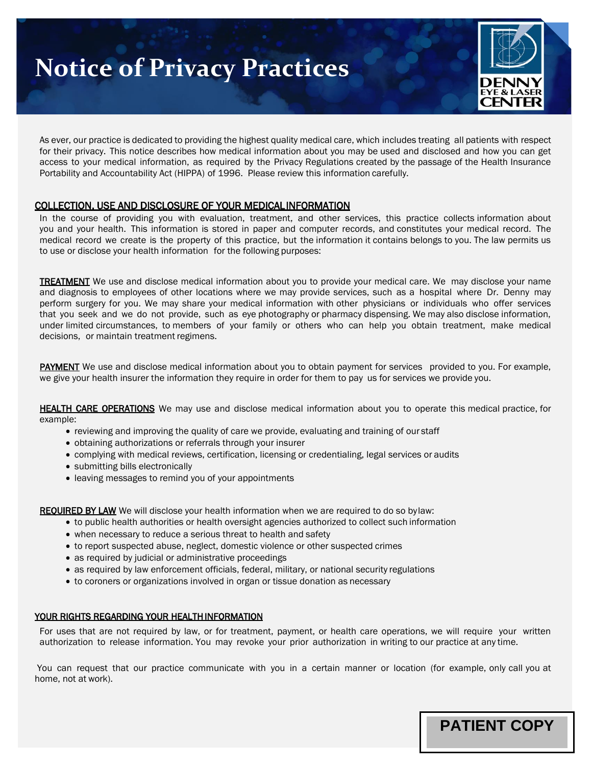# Notice of Privacy Practices

DENNY EYE & LASER CENTER

As ever, our practice is dedicated to providing the highest quality medical care, which includes treating all patients with respect for their privacy. This notice describes how medical information about you may be used and disclosed and how you can get access to your medical information, as required by the Privacy Regulations created by the passage of the Health Insurance Portability and Accountability Act (HIPPA) of 1996. Please review this information carefully.

## COLLECTION, USE AND DISCLOSURE OF YOUR MEDICAL INFORMATION

In the course of providing you with evaluation, treatment, and other services, this practice collects information about you and your health. This information is stored in paper and computer records, and constitutes your medical record. The medical record we create is the property of this practice, but the information it contains belongs to you. The law permits us to use or disclose your health information for the following purposes:

**TREATMENT** We use and disclose medical information about you to provide your medical care. We may disclose your name and diagnosis to employees of other locations where we may provide services, such as a hospital where Dr. Denny may perform surgery for you. We may share your medical information with other physicians or individuals who offer services that you seek and we do not provide, such as eye photography or pharmacy dispensing. We may also disclose information, under limited circumstances, to members of your family or others who can help you obtain treatment, make medical decisions, or maintain treatment regimens.

**PAYMENT** We use and disclose medical information about you to obtain payment for services provided to you. For example, we give your health insurer the information they require in order for them to pay us for services we provide you.

**HEALTH CARE OPERATIONS** We may use and disclose medical information about you to operate this medical practice, for example:

- reviewing and improving the quality of care we provide, evaluating and training of our staff
- obtaining authorizations or referrals through your insurer
- complying with medical reviews, certification, licensing or credentialing, legal services or audits
- submitting bills electronically
- leaving messages to remind you of your appointments

**REQUIRED BY LAW** We will disclose your health information when we are required to do so by law:

- to public health authorities or health oversight agencies authorized to collect such information
- when necessary to reduce a serious threat to health and safety
- to report suspected abuse, neglect, domestic violence or other suspected crimes
- as required by judicial or administrative proceedings
- as required by law enforcement officials, federal, military, or national security regulations
- to coroners or organizations involved in organ or tissue donation as necessary

## YOUR RIGHTS REGARDING YOUR HEALTH INFORMATION

For uses that are not required by law, or for treatment, payment, or health care operations, we will require your written authorization to release information. You may revoke your prior authorization in writing to our practice at any time.

You can request that our practice communicate with you in a certain manner or location (for example, only call you at home, not at work).

**PATIENT COPY**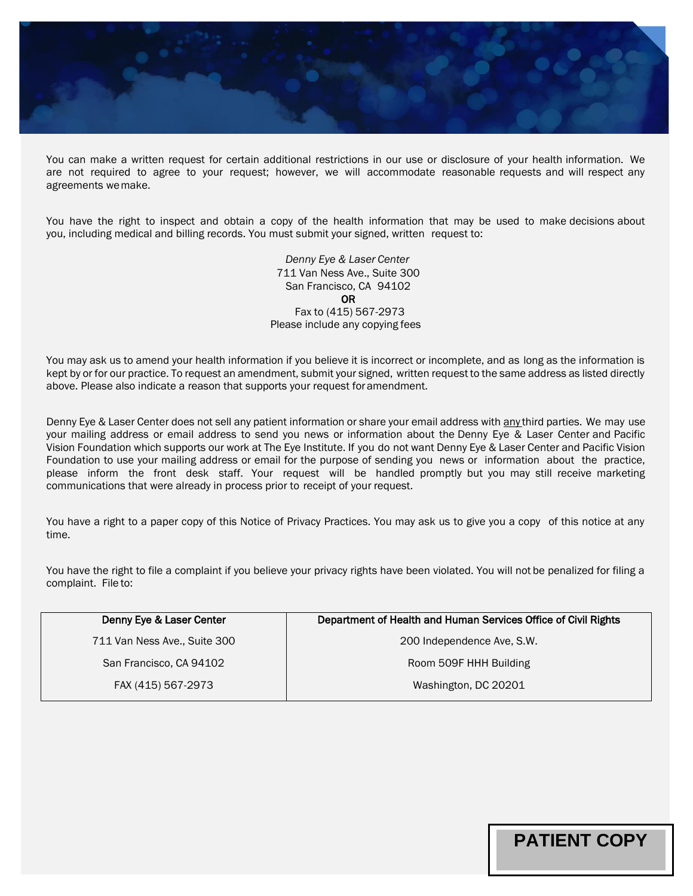You can make a written request for certain additional restrictions in our use or disclosure of your health information. We are not required to agree to your request; however, we will accommodate reasonable requests and will respect any agreements we make.

You have the right to inspect and obtain a copy of the health information that may be used to make decisions about you, including medical and billing records. You must submit your signed, written request to:

*Denny Eye & Laser Center*
711 Van Ness Ave., Suite 300
San Francisco, CA 94102
**OR**
Fax to (415) 567-2973
Please include any copying fees

You may ask us to amend your health information if you believe it is incorrect or incomplete, and as long as the information is kept by or for our practice. To request an amendment, submit your signed, written request to the same address as listed directly above. Please also indicate a reason that supports your request for amendment.

Denny Eye & Laser Center does not sell any patient information or share your email address with <u>any</u> third parties. We may use your mailing address or email address to send you news or information about the Denny Eye & Laser Center and Pacific Vision Foundation which supports our work at The Eye Institute. If you do not want Denny Eye & Laser Center and Pacific Vision Foundation to use your mailing address or email for the purpose of sending you news or information about the practice, please inform the front desk staff. Your request will be handled promptly but you may still receive marketing communications that were already in process prior to receipt of your request.

You have a right to a paper copy of this Notice of Privacy Practices. You may ask us to give you a copy of this notice at any time.

You have the right to file a complaint if you believe your privacy rights have been violated. You will not be penalized for filing a complaint. File to:

| Denny Eye & Laser Center | Department of Health and Human Services Office of Civil Rights |
|---|---|
| 711 Van Ness Ave., Suite 300 | 200 Independence Ave, S.W. |
| San Francisco, CA 94102 | Room 509F HHH Building |
| FAX (415) 567-2973 | Washington, DC 20201 |

**PATIENT COPY**